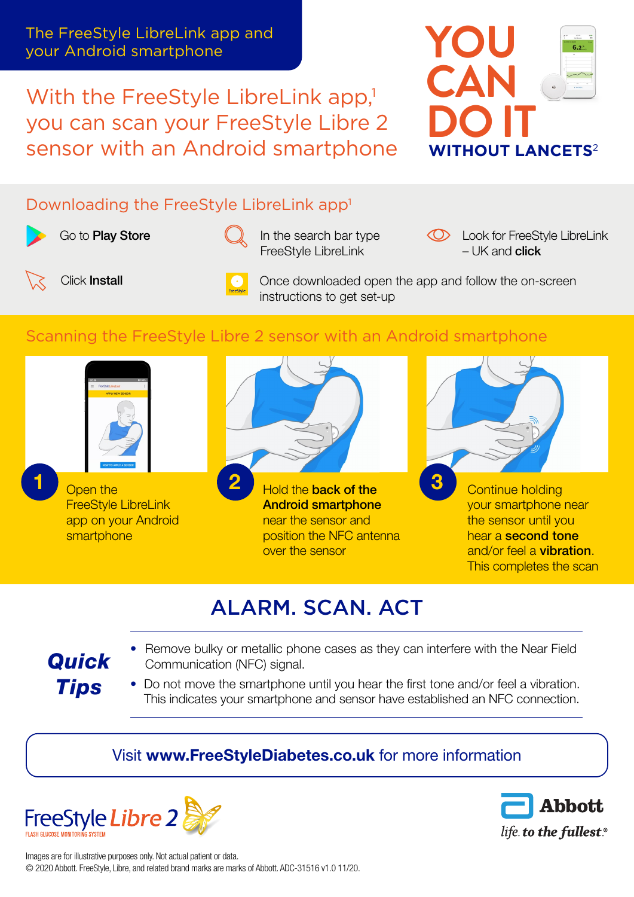The FreeStyle LibreLink app and your Android smartphone

# With the FreeStyle LibreLink app,[1] you can scan your FreeStyle Libre 2 sensor with an Android smartphone

**YOU CAN DO IT WITHOUT LANCETS**[2]

## Downloading the FreeStyle LibreLink app[1]

- Go to **Play Store**
- In the search bar type FreeStyle LibreLink
- Look for FreeStyle LibreLink – UK and **click**
- Click **Install**
- Once downloaded open the app and follow the on-screen instructions to get set-up

## Scanning the FreeStyle Libre 2 sensor with an Android smartphone

1. Open the FreeStyle LibreLink app on your Android smartphone
2. Hold the **back of the Android smartphone** near the sensor and position the NFC antenna over the sensor
3. Continue holding your smartphone near the sensor until you hear a **second tone** and/or feel a **vibration**. This completes the scan

## ALARM. SCAN. ACT

### Quick Tips

- Remove bulky or metallic phone cases as they can interfere with the Near Field Communication (NFC) signal.
- Do not move the smartphone until you hear the first tone and/or feel a vibration. This indicates your smartphone and sensor have established an NFC connection.

Visit **www.FreeStyleDiabetes.co.uk** for more information

FreeStyle Libre 2 FLASH GLUCOSE MONITORING SYSTEM

Abbott *life. to the fullest.*®

Images are for illustrative purposes only. Not actual patient or data.
© 2020 Abbott. FreeStyle, Libre, and related brand marks are marks of Abbott. ADC-31516 v1.0 11/20.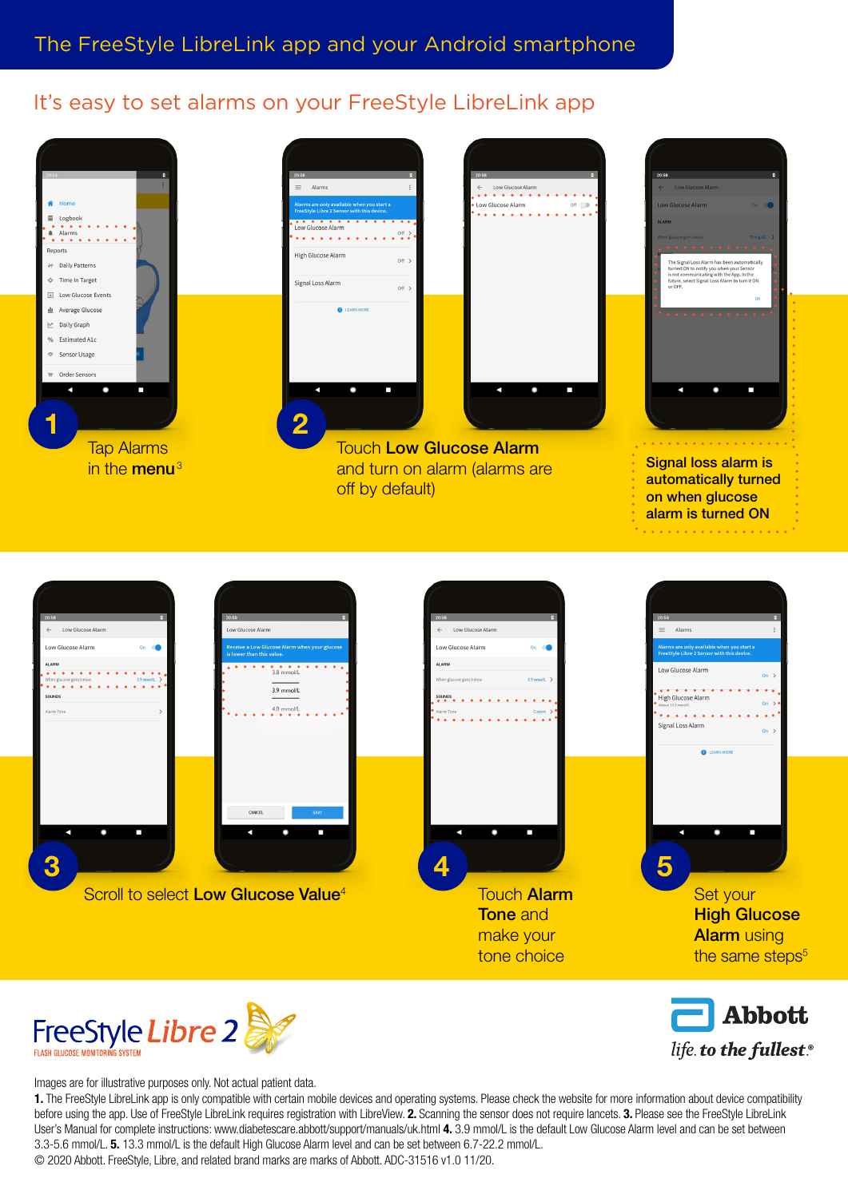# The FreeStyle LibreLink app and your Android smartphone

## It's easy to set alarms on your FreeStyle LibreLink app

**1** Tap Alarms in the **menu**[3]

**2** Touch **Low Glucose Alarm** and turn on alarm (alarms are off by default)

**Signal loss alarm is automatically turned on when glucose alarm is turned ON**

**3** Scroll to select **Low Glucose Value**[4]

**4** Touch **Alarm Tone** and make your tone choice

**5** Set your **High Glucose Alarm** using the same steps[5]

FreeStyle Libre 2
FLASH GLUCOSE MONITORING SYSTEM

Abbott
life. to the fullest.®

Images are for illustrative purposes only. Not actual patient data.

**1.** The FreeStyle LibreLink app is only compatible with certain mobile devices and operating systems. Please check the website for more information about device compatibility before using the app. Use of FreeStyle LibreLink requires registration with LibreView. **2.** Scanning the sensor does not require lancets. **3.** Please see the FreeStyle LibreLink User's Manual for complete instructions: www.diabetescare.abbott/support/manuals/uk.html **4.** 3.9 mmol/L is the default Low Glucose Alarm level and can be set between 3.3-5.6 mmol/L. **5.** 13.3 mmol/L is the default High Glucose Alarm level and can be set between 6.7-22.2 mmol/L.

© 2020 Abbott. FreeStyle, Libre, and related brand marks are marks of Abbott. ADC-31516 v1.0 11/20.